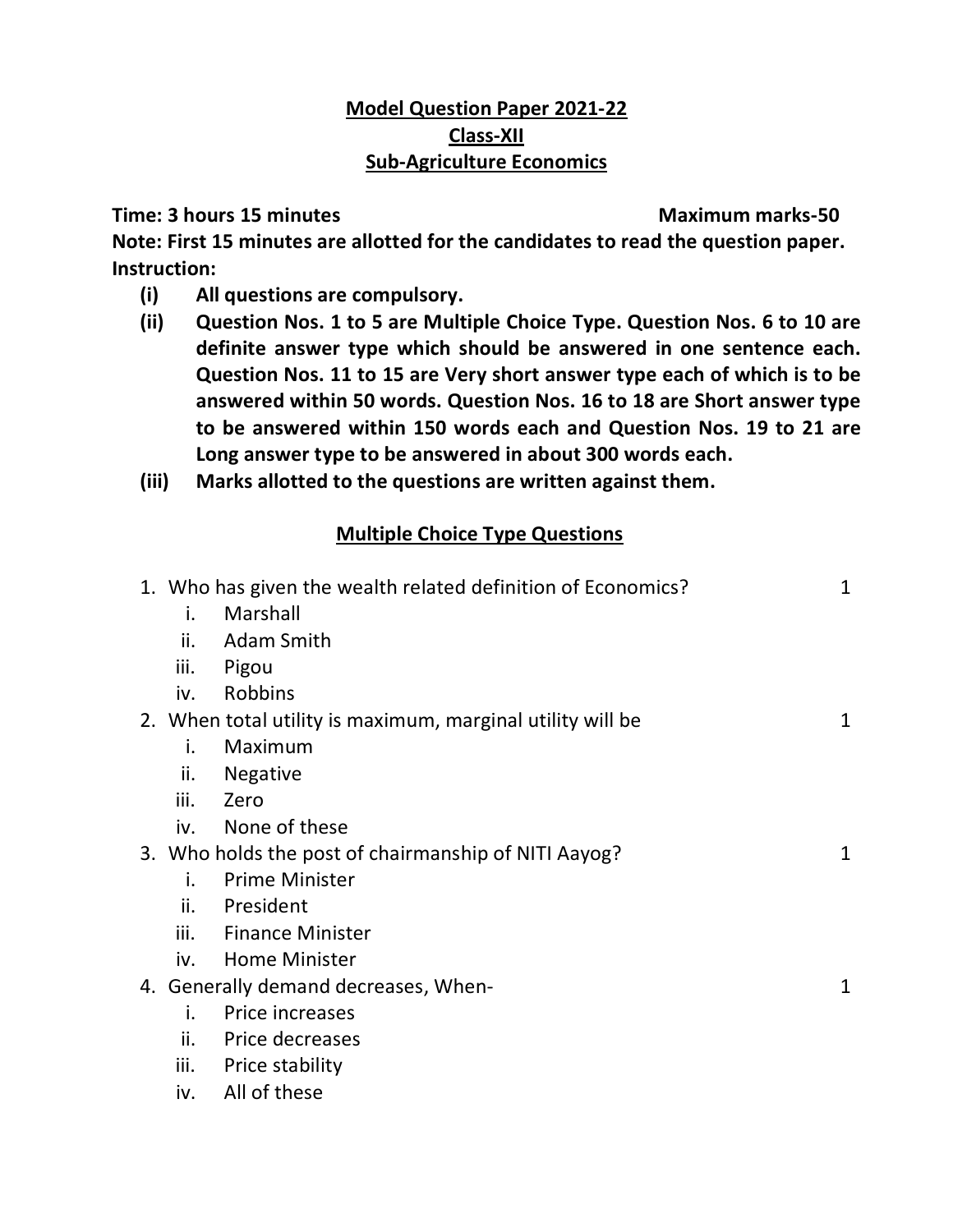# Model Question Paper 2021-22

## Class-XII

## Sub-Agriculture Economics

**Time: 3 hours 15 minutes** **Maximum marks-50**

**Note: First 15 minutes are allotted for the candidates to read the question paper.**

**Instruction:**

- **(i) All questions are compulsory.**
- **(ii) Question Nos. 1 to 5 are Multiple Choice Type. Question Nos. 6 to 10 are definite answer type which should be answered in one sentence each. Question Nos. 11 to 15 are Very short answer type each of which is to be answered within 50 words. Question Nos. 16 to 18 are Short answer type to be answered within 150 words each and Question Nos. 19 to 21 are Long answer type to be answered in about 300 words each.**
- **(iii) Marks allotted to the questions are written against them.**

### Multiple Choice Type Questions

1. Who has given the wealth related definition of Economics? 1
   - i. Marshall
   - ii. Adam Smith
   - iii. Pigou
   - iv. Robbins
2. When total utility is maximum, marginal utility will be 1
   - i. Maximum
   - ii. Negative
   - iii. Zero
   - iv. None of these
3. Who holds the post of chairmanship of NITI Aayog? 1
   - i. Prime Minister
   - ii. President
   - iii. Finance Minister
   - iv. Home Minister
4. Generally demand decreases, When- 1
   - i. Price increases
   - ii. Price decreases
   - iii. Price stability
   - iv. All of these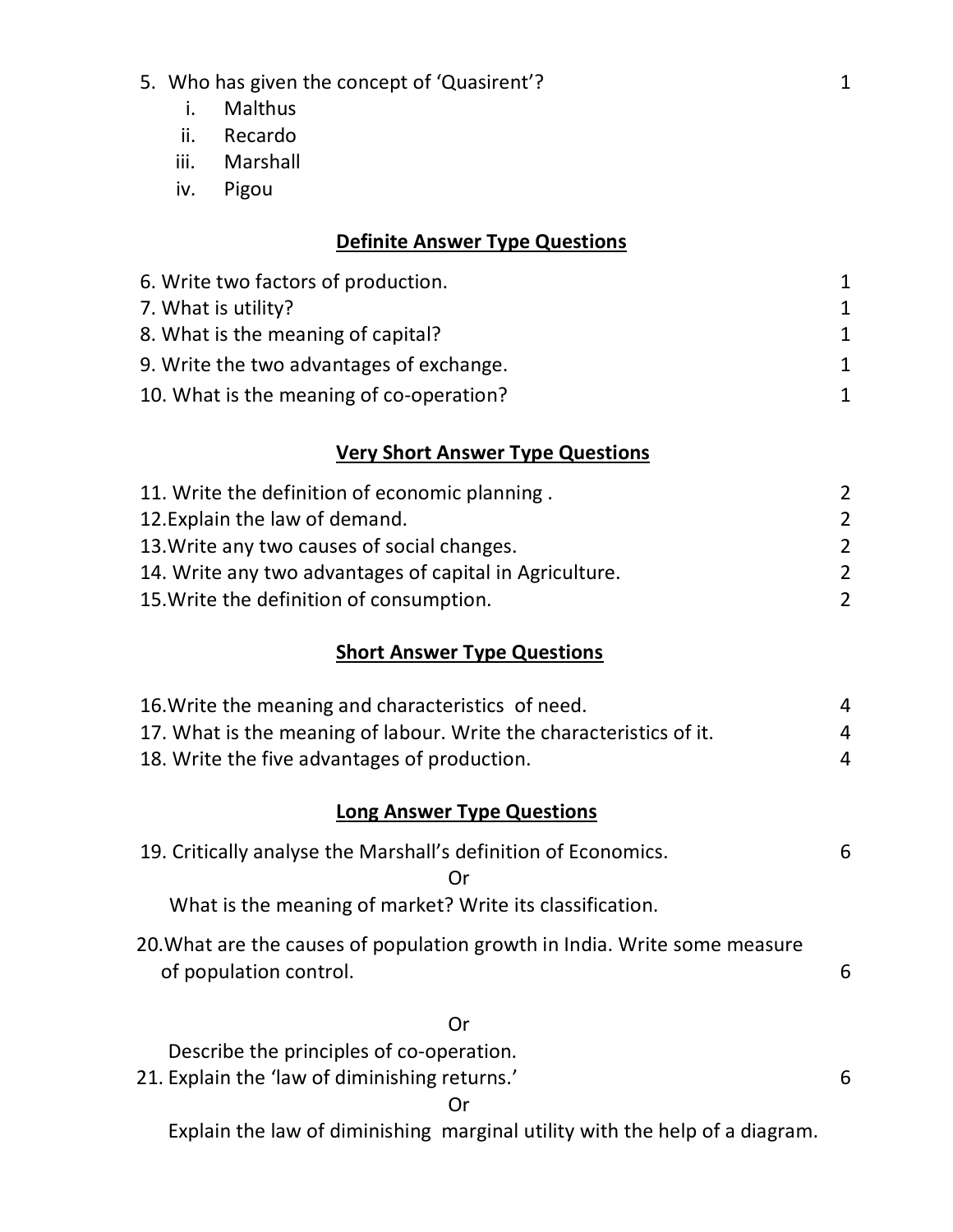5. Who has given the concept of 'Quasirent'? 1
   i. Malthus
   ii. Recardo
   iii. Marshall
   iv. Pigou

## Definite Answer Type Questions

6. Write two factors of production. 1

7. What is utility? 1

8. What is the meaning of capital? 1

9. Write the two advantages of exchange. 1

10. What is the meaning of co-operation? 1

## Very Short Answer Type Questions

11. Write the definition of economic planning . 2

12. Explain the law of demand. 2

13. Write any two causes of social changes. 2

14. Write any two advantages of capital in Agriculture. 2

15. Write the definition of consumption. 2

## Short Answer Type Questions

16. Write the meaning and characteristics of need. 4

17. What is the meaning of labour. Write the characteristics of it. 4

18. Write the five advantages of production. 4

## Long Answer Type Questions

19. Critically analyse the Marshall's definition of Economics. 6

Or

What is the meaning of market? Write its classification.

20. What are the causes of population growth in India. Write some measure of population control. 6

Or

Describe the principles of co-operation.

21. Explain the 'law of diminishing returns.' 6

Or

Explain the law of diminishing marginal utility with the help of a diagram.